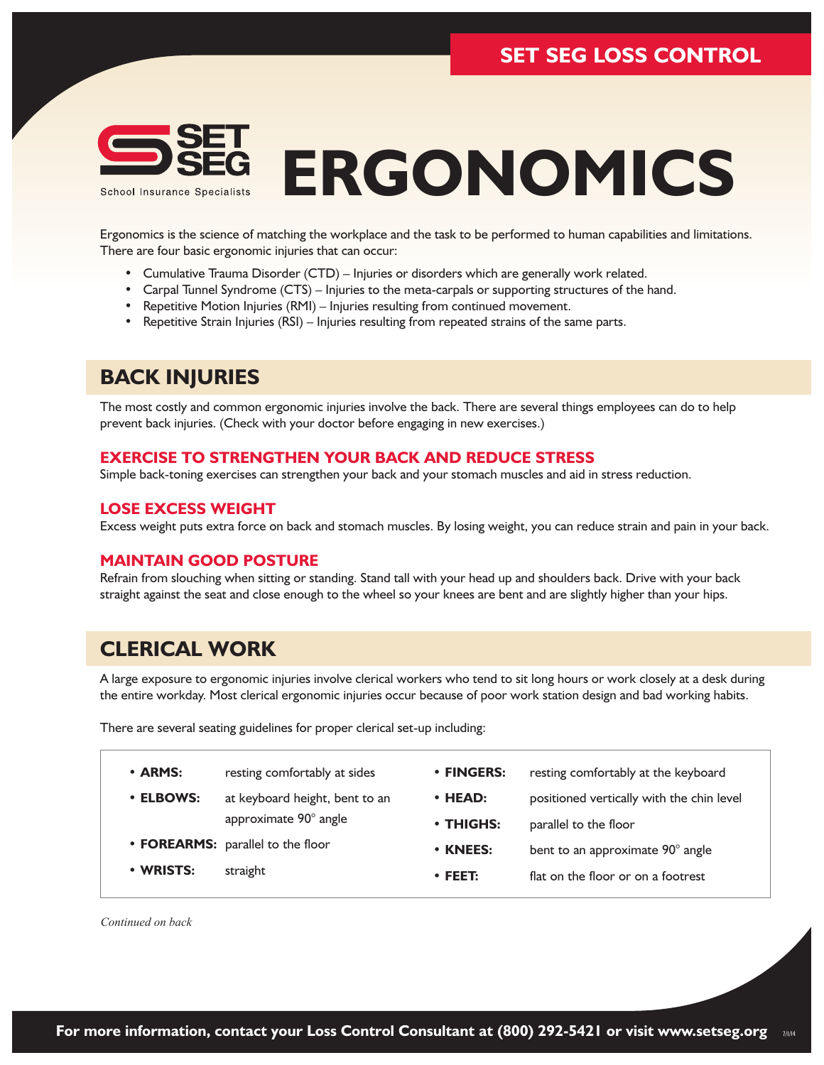SET SEG LOSS CONTROL

SET SEG
School Insurance Specialists

# ERGONOMICS

Ergonomics is the science of matching the workplace and the task to be performed to human capabilities and limitations. There are four basic ergonomic injuries that can occur:

- Cumulative Trauma Disorder (CTD) – Injuries or disorders which are generally work related.
- Carpal Tunnel Syndrome (CTS) – Injuries to the meta-carpals or supporting structures of the hand.
- Repetitive Motion Injuries (RMI) – Injuries resulting from continued movement.
- Repetitive Strain Injuries (RSI) – Injuries resulting from repeated strains of the same parts.

## BACK INJURIES

The most costly and common ergonomic injuries involve the back. There are several things employees can do to help prevent back injuries. (Check with your doctor before engaging in new exercises.)

### EXERCISE TO STRENGTHEN YOUR BACK AND REDUCE STRESS

Simple back-toning exercises can strengthen your back and your stomach muscles and aid in stress reduction.

### LOSE EXCESS WEIGHT

Excess weight puts extra force on back and stomach muscles. By losing weight, you can reduce strain and pain in your back.

### MAINTAIN GOOD POSTURE

Refrain from slouching when sitting or standing. Stand tall with your head up and shoulders back. Drive with your back straight against the seat and close enough to the wheel so your knees are bent and are slightly higher than your hips.

## CLERICAL WORK

A large exposure to ergonomic injuries involve clerical workers who tend to sit long hours or work closely at a desk during the entire workday. Most clerical ergonomic injuries occur because of poor work station design and bad working habits.

There are several seating guidelines for proper clerical set-up including:

- **ARMS:** resting comfortably at sides
- **ELBOWS:** at keyboard height, bent to an approximate 90° angle
- **FOREARMS:** parallel to the floor
- **WRISTS:** straight
- **FINGERS:** resting comfortably at the keyboard
- **HEAD:** positioned vertically with the chin level
- **THIGHS:** parallel to the floor
- **KNEES:** bent to an approximate 90° angle
- **FEET:** flat on the floor or on a footrest

*Continued on back*

**For more information, contact your Loss Control Consultant at (800) 292-5421 or visit www.setseg.org**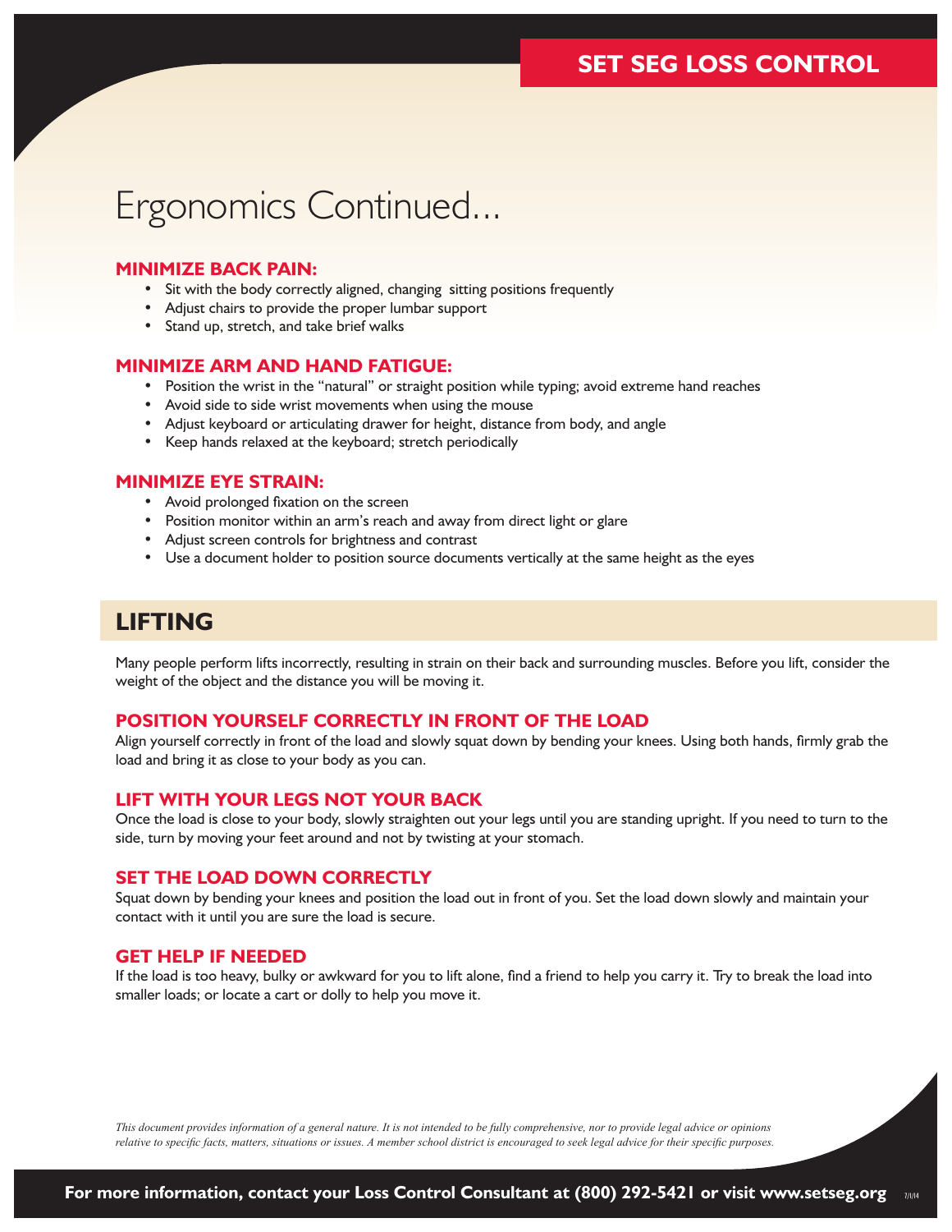# Ergonomics Continued...

### MINIMIZE BACK PAIN:

- Sit with the body correctly aligned, changing sitting positions frequently
- Adjust chairs to provide the proper lumbar support
- Stand up, stretch, and take brief walks

### MINIMIZE ARM AND HAND FATIGUE:

- Position the wrist in the "natural" or straight position while typing; avoid extreme hand reaches
- Avoid side to side wrist movements when using the mouse
- Adjust keyboard or articulating drawer for height, distance from body, and angle
- Keep hands relaxed at the keyboard; stretch periodically

### MINIMIZE EYE STRAIN:

- Avoid prolonged fixation on the screen
- Position monitor within an arm's reach and away from direct light or glare
- Adjust screen controls for brightness and contrast
- Use a document holder to position source documents vertically at the same height as the eyes

## LIFTING

Many people perform lifts incorrectly, resulting in strain on their back and surrounding muscles. Before you lift, consider the weight of the object and the distance you will be moving it.

### POSITION YOURSELF CORRECTLY IN FRONT OF THE LOAD

Align yourself correctly in front of the load and slowly squat down by bending your knees. Using both hands, firmly grab the load and bring it as close to your body as you can.

### LIFT WITH YOUR LEGS NOT YOUR BACK

Once the load is close to your body, slowly straighten out your legs until you are standing upright. If you need to turn to the side, turn by moving your feet around and not by twisting at your stomach.

### SET THE LOAD DOWN CORRECTLY

Squat down by bending your knees and position the load out in front of you. Set the load down slowly and maintain your contact with it until you are sure the load is secure.

### GET HELP IF NEEDED

If the load is too heavy, bulky or awkward for you to lift alone, find a friend to help you carry it. Try to break the load into smaller loads; or locate a cart or dolly to help you move it.

*This document provides information of a general nature. It is not intended to be fully comprehensive, nor to provide legal advice or opinions relative to specific facts, matters, situations or issues. A member school district is encouraged to seek legal advice for their specific purposes.*

**For more information, contact your Loss Control Consultant at (800) 292-5421 or visit www.setseg.org**